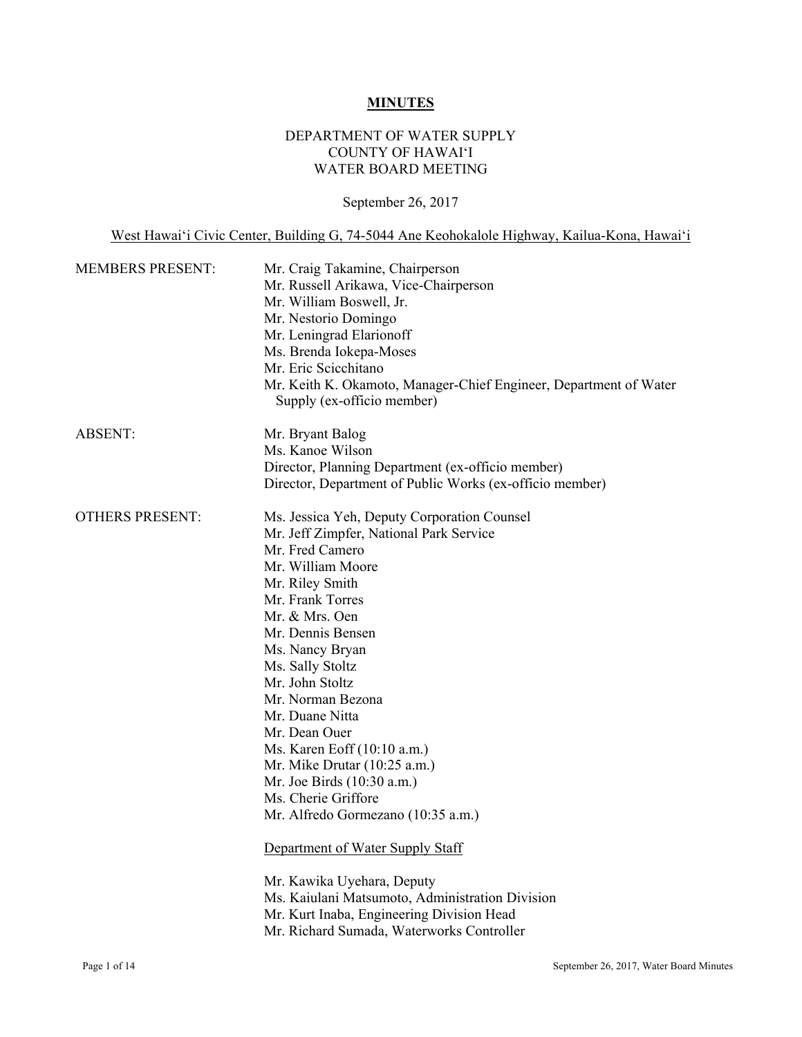# MINUTES

DEPARTMENT OF WATER SUPPLY
COUNTY OF HAWAIʻI
WATER BOARD MEETING

September 26, 2017

West Hawaiʻi Civic Center, Building G, 74-5044 Ane Keohokalole Highway, Kailua-Kona, Hawaiʻi

**MEMBERS PRESENT:**

- Mr. Craig Takamine, Chairperson
- Mr. Russell Arikawa, Vice-Chairperson
- Mr. William Boswell, Jr.
- Mr. Nestorio Domingo
- Mr. Leningrad Elarionoff
- Ms. Brenda Iokepa-Moses
- Mr. Eric Scicchitano
- Mr. Keith K. Okamoto, Manager-Chief Engineer, Department of Water Supply (ex-officio member)

**ABSENT:**

- Mr. Bryant Balog
- Ms. Kanoe Wilson
- Director, Planning Department (ex-officio member)
- Director, Department of Public Works (ex-officio member)

**OTHERS PRESENT:**

- Ms. Jessica Yeh, Deputy Corporation Counsel
- Mr. Jeff Zimpfer, National Park Service
- Mr. Fred Camero
- Mr. William Moore
- Mr. Riley Smith
- Mr. Frank Torres
- Mr. & Mrs. Oen
- Mr. Dennis Bensen
- Ms. Nancy Bryan
- Ms. Sally Stoltz
- Mr. John Stoltz
- Mr. Norman Bezona
- Mr. Duane Nitta
- Mr. Dean Ouer
- Ms. Karen Eoff (10:10 a.m.)
- Mr. Mike Drutar (10:25 a.m.)
- Mr. Joe Birds (10:30 a.m.)
- Ms. Cherie Griffore
- Mr. Alfredo Gormezano (10:35 a.m.)

Department of Water Supply Staff

- Mr. Kawika Uyehara, Deputy
- Ms. Kaiulani Matsumoto, Administration Division
- Mr. Kurt Inaba, Engineering Division Head
- Mr. Richard Sumada, Waterworks Controller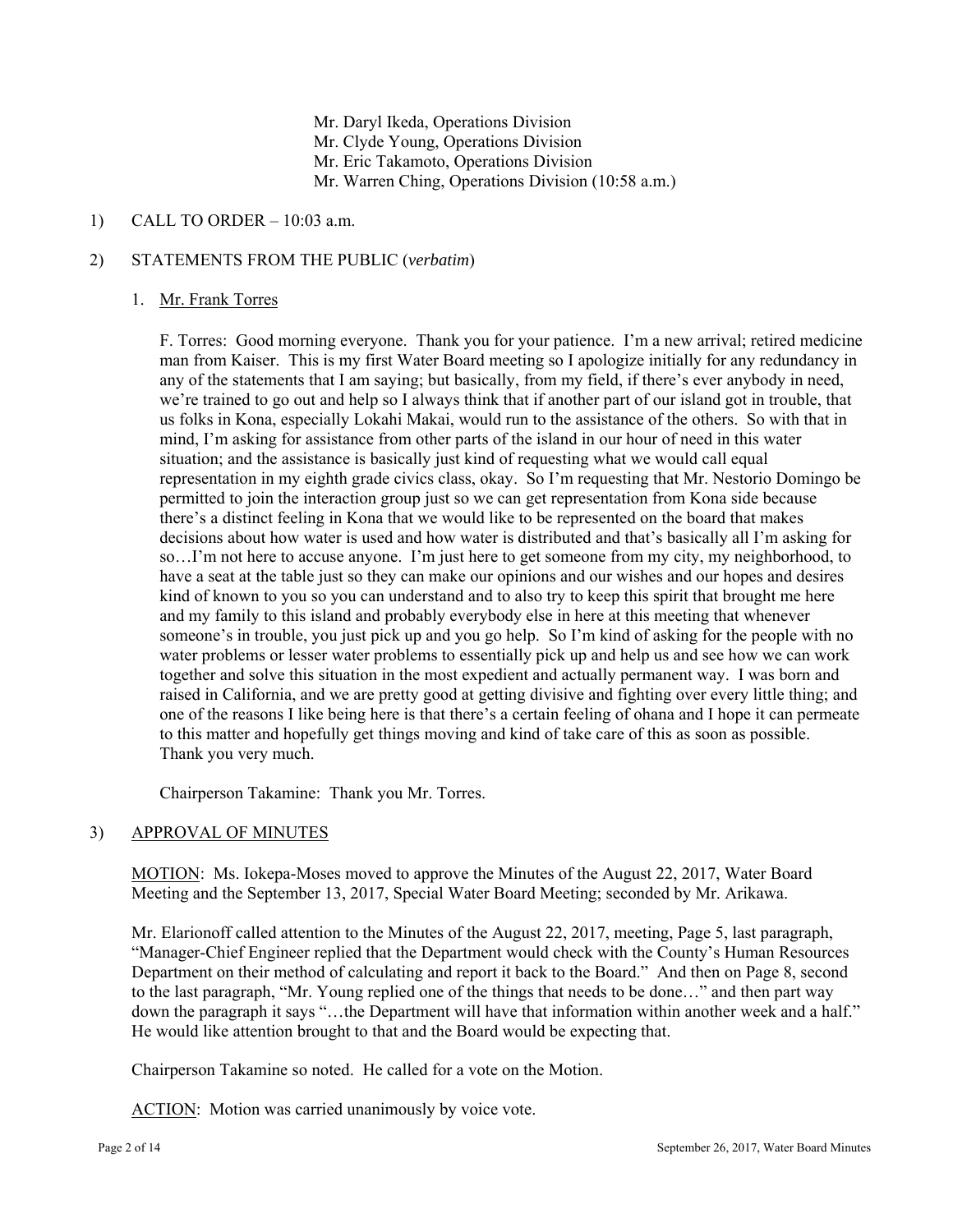Mr. Daryl Ikeda, Operations Division
Mr. Clyde Young, Operations Division
Mr. Eric Takamoto, Operations Division
Mr. Warren Ching, Operations Division (10:58 a.m.)

1) CALL TO ORDER – 10:03 a.m.

2) STATEMENTS FROM THE PUBLIC (*verbatim*)

1. Mr. Frank Torres

F. Torres: Good morning everyone. Thank you for your patience. I'm a new arrival; retired medicine man from Kaiser. This is my first Water Board meeting so I apologize initially for any redundancy in any of the statements that I am saying; but basically, from my field, if there's ever anybody in need, we're trained to go out and help so I always think that if another part of our island got in trouble, that us folks in Kona, especially Lokahi Makai, would run to the assistance of the others. So with that in mind, I'm asking for assistance from other parts of the island in our hour of need in this water situation; and the assistance is basically just kind of requesting what we would call equal representation in my eighth grade civics class, okay. So I'm requesting that Mr. Nestorio Domingo be permitted to join the interaction group just so we can get representation from Kona side because there's a distinct feeling in Kona that we would like to be represented on the board that makes decisions about how water is used and how water is distributed and that's basically all I'm asking for so…I'm not here to accuse anyone. I'm just here to get someone from my city, my neighborhood, to have a seat at the table just so they can make our opinions and our wishes and our hopes and desires kind of known to you so you can understand and to also try to keep this spirit that brought me here and my family to this island and probably everybody else in here at this meeting that whenever someone's in trouble, you just pick up and you go help. So I'm kind of asking for the people with no water problems or lesser water problems to essentially pick up and help us and see how we can work together and solve this situation in the most expedient and actually permanent way. I was born and raised in California, and we are pretty good at getting divisive and fighting over every little thing; and one of the reasons I like being here is that there's a certain feeling of ohana and I hope it can permeate to this matter and hopefully get things moving and kind of take care of this as soon as possible. Thank you very much.

Chairperson Takamine: Thank you Mr. Torres.

3) APPROVAL OF MINUTES

MOTION: Ms. Iokepa-Moses moved to approve the Minutes of the August 22, 2017, Water Board Meeting and the September 13, 2017, Special Water Board Meeting; seconded by Mr. Arikawa.

Mr. Elarionoff called attention to the Minutes of the August 22, 2017, meeting, Page 5, last paragraph, "Manager-Chief Engineer replied that the Department would check with the County's Human Resources Department on their method of calculating and report it back to the Board." And then on Page 8, second to the last paragraph, "Mr. Young replied one of the things that needs to be done…" and then part way down the paragraph it says "…the Department will have that information within another week and a half." He would like attention brought to that and the Board would be expecting that.

Chairperson Takamine so noted. He called for a vote on the Motion.

ACTION: Motion was carried unanimously by voice vote.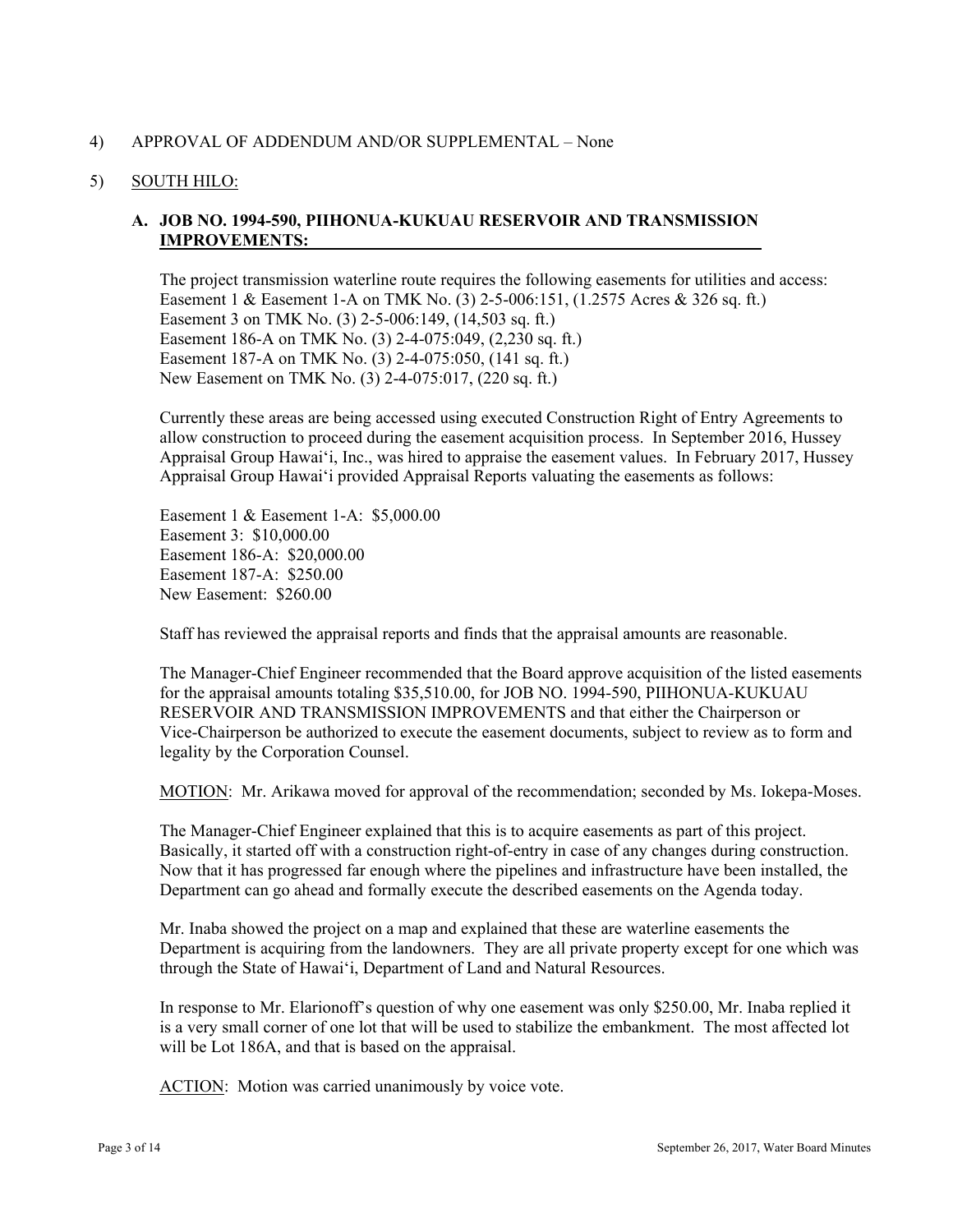4) APPROVAL OF ADDENDUM AND/OR SUPPLEMENTAL – None

5) SOUTH HILO:

### A. JOB NO. 1994-590, PIIHONUA-KUKUAU RESERVOIR AND TRANSMISSION IMPROVEMENTS:

The project transmission waterline route requires the following easements for utilities and access:
Easement 1 & Easement 1-A on TMK No. (3) 2-5-006:151, (1.2575 Acres & 326 sq. ft.)
Easement 3 on TMK No. (3) 2-5-006:149, (14,503 sq. ft.)
Easement 186-A on TMK No. (3) 2-4-075:049, (2,230 sq. ft.)
Easement 187-A on TMK No. (3) 2-4-075:050, (141 sq. ft.)
New Easement on TMK No. (3) 2-4-075:017, (220 sq. ft.)

Currently these areas are being accessed using executed Construction Right of Entry Agreements to allow construction to proceed during the easement acquisition process. In September 2016, Hussey Appraisal Group Hawai'i, Inc., was hired to appraise the easement values. In February 2017, Hussey Appraisal Group Hawai'i provided Appraisal Reports valuating the easements as follows:

Easement 1 & Easement 1-A: $5,000.00
Easement 3: $10,000.00
Easement 186-A: $20,000.00
Easement 187-A: $250.00
New Easement: $260.00

Staff has reviewed the appraisal reports and finds that the appraisal amounts are reasonable.

The Manager-Chief Engineer recommended that the Board approve acquisition of the listed easements for the appraisal amounts totaling $35,510.00, for JOB NO. 1994-590, PIIHONUA-KUKUAU RESERVOIR AND TRANSMISSION IMPROVEMENTS and that either the Chairperson or Vice-Chairperson be authorized to execute the easement documents, subject to review as to form and legality by the Corporation Counsel.

MOTION: Mr. Arikawa moved for approval of the recommendation; seconded by Ms. Iokepa-Moses.

The Manager-Chief Engineer explained that this is to acquire easements as part of this project. Basically, it started off with a construction right-of-entry in case of any changes during construction. Now that it has progressed far enough where the pipelines and infrastructure have been installed, the Department can go ahead and formally execute the described easements on the Agenda today.

Mr. Inaba showed the project on a map and explained that these are waterline easements the Department is acquiring from the landowners. They are all private property except for one which was through the State of Hawai'i, Department of Land and Natural Resources.

In response to Mr. Elarionoff's question of why one easement was only $250.00, Mr. Inaba replied it is a very small corner of one lot that will be used to stabilize the embankment. The most affected lot will be Lot 186A, and that is based on the appraisal.

ACTION: Motion was carried unanimously by voice vote.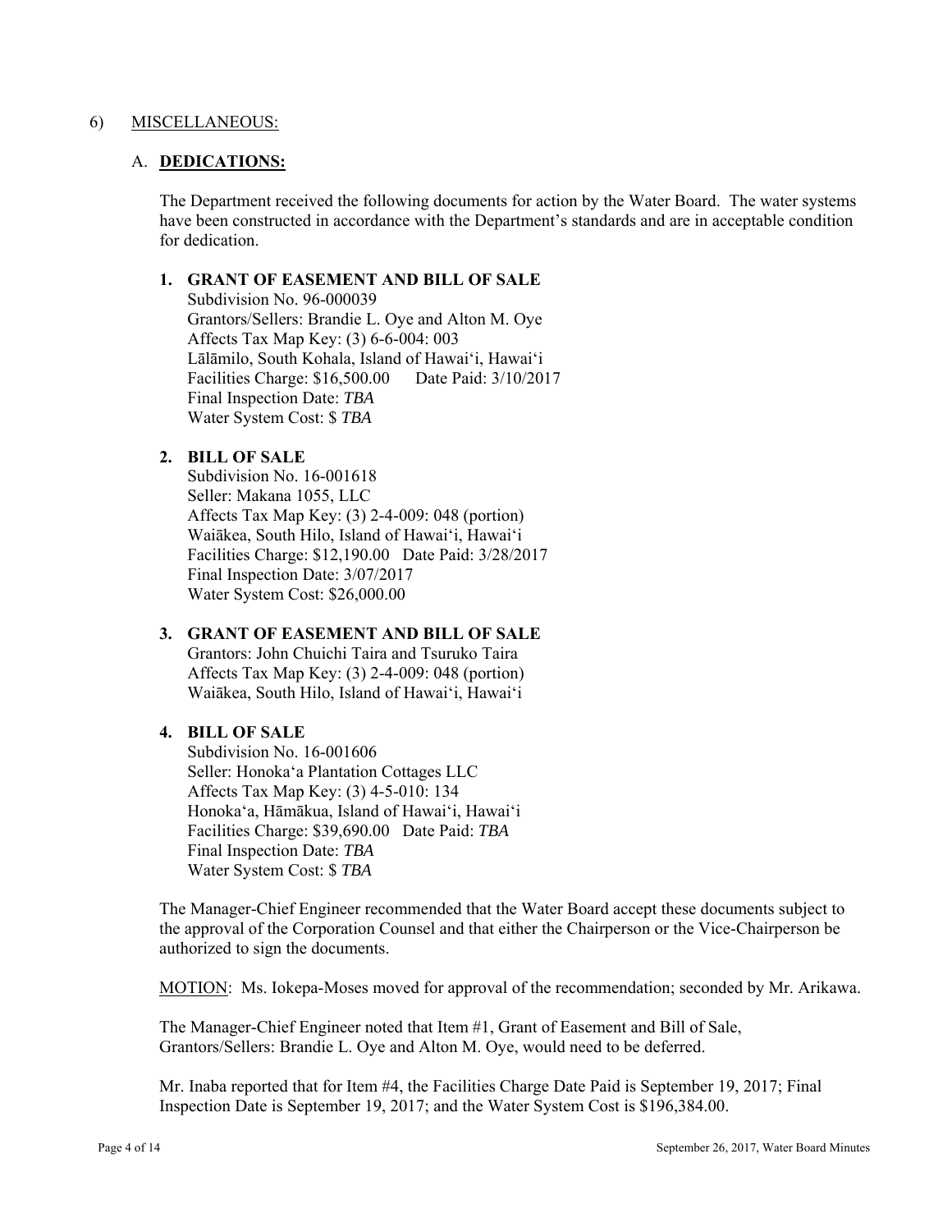6) MISCELLANEOUS:

A. **DEDICATIONS:**

The Department received the following documents for action by the Water Board. The water systems have been constructed in accordance with the Department's standards and are in acceptable condition for dedication.

**1. GRANT OF EASEMENT AND BILL OF SALE**
Subdivision No. 96-000039
Grantors/Sellers: Brandie L. Oye and Alton M. Oye
Affects Tax Map Key: (3) 6-6-004: 003
Lālāmilo, South Kohala, Island of Hawaiʻi, Hawaiʻi
Facilities Charge: $16,500.00 Date Paid: 3/10/2017
Final Inspection Date: *TBA*
Water System Cost: $ *TBA*

**2. BILL OF SALE**
Subdivision No. 16-001618
Seller: Makana 1055, LLC
Affects Tax Map Key: (3) 2-4-009: 048 (portion)
Waiākea, South Hilo, Island of Hawaiʻi, Hawaiʻi
Facilities Charge: $12,190.00 Date Paid: 3/28/2017
Final Inspection Date: 3/07/2017
Water System Cost: $26,000.00

**3. GRANT OF EASEMENT AND BILL OF SALE**
Grantors: John Chuichi Taira and Tsuruko Taira
Affects Tax Map Key: (3) 2-4-009: 048 (portion)
Waiākea, South Hilo, Island of Hawaiʻi, Hawaiʻi

**4. BILL OF SALE**
Subdivision No. 16-001606
Seller: Honokaʻa Plantation Cottages LLC
Affects Tax Map Key: (3) 4-5-010: 134
Honokaʻa, Hāmākua, Island of Hawaiʻi, Hawaiʻi
Facilities Charge: $39,690.00 Date Paid: *TBA*
Final Inspection Date: *TBA*
Water System Cost: $ *TBA*

The Manager-Chief Engineer recommended that the Water Board accept these documents subject to the approval of the Corporation Counsel and that either the Chairperson or the Vice-Chairperson be authorized to sign the documents.

MOTION: Ms. Iokepa-Moses moved for approval of the recommendation; seconded by Mr. Arikawa.

The Manager-Chief Engineer noted that Item #1, Grant of Easement and Bill of Sale, Grantors/Sellers: Brandie L. Oye and Alton M. Oye, would need to be deferred.

Mr. Inaba reported that for Item #4, the Facilities Charge Date Paid is September 19, 2017; Final Inspection Date is September 19, 2017; and the Water System Cost is $196,384.00.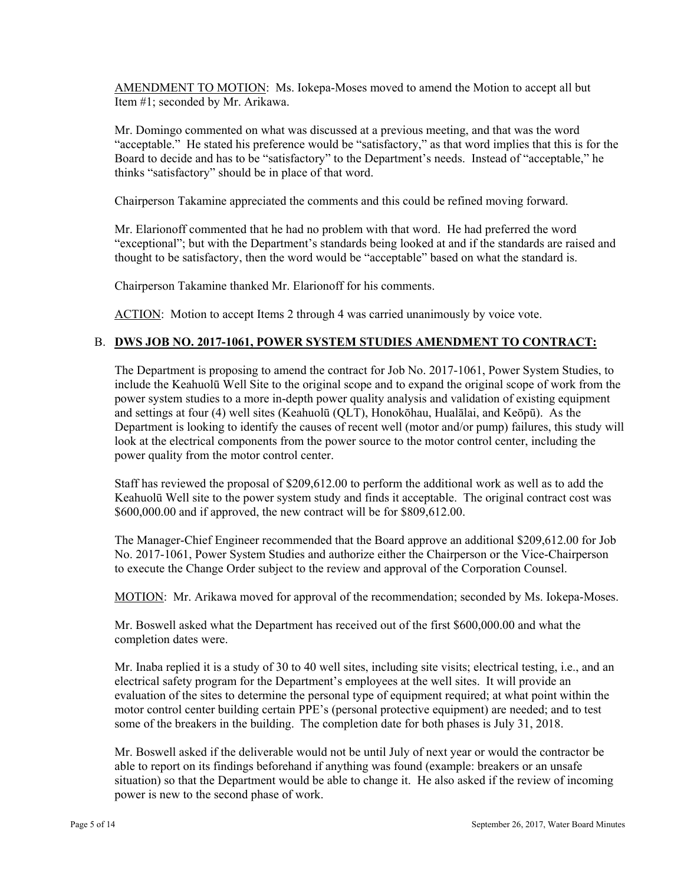AMENDMENT TO MOTION: Ms. Iokepa-Moses moved to amend the Motion to accept all but Item #1; seconded by Mr. Arikawa.

Mr. Domingo commented on what was discussed at a previous meeting, and that was the word "acceptable." He stated his preference would be "satisfactory," as that word implies that this is for the Board to decide and has to be "satisfactory" to the Department's needs. Instead of "acceptable," he thinks "satisfactory" should be in place of that word.

Chairperson Takamine appreciated the comments and this could be refined moving forward.

Mr. Elarionoff commented that he had no problem with that word. He had preferred the word "exceptional"; but with the Department's standards being looked at and if the standards are raised and thought to be satisfactory, then the word would be "acceptable" based on what the standard is.

Chairperson Takamine thanked Mr. Elarionoff for his comments.

ACTION: Motion to accept Items 2 through 4 was carried unanimously by voice vote.

B. **DWS JOB NO. 2017-1061, POWER SYSTEM STUDIES AMENDMENT TO CONTRACT:**

The Department is proposing to amend the contract for Job No. 2017-1061, Power System Studies, to include the Keahuolū Well Site to the original scope and to expand the original scope of work from the power system studies to a more in-depth power quality analysis and validation of existing equipment and settings at four (4) well sites (Keahuolū (QLT), Honokōhau, Hualālai, and Keōpū). As the Department is looking to identify the causes of recent well (motor and/or pump) failures, this study will look at the electrical components from the power source to the motor control center, including the power quality from the motor control center.

Staff has reviewed the proposal of $209,612.00 to perform the additional work as well as to add the Keahuolū Well site to the power system study and finds it acceptable. The original contract cost was $600,000.00 and if approved, the new contract will be for $809,612.00.

The Manager-Chief Engineer recommended that the Board approve an additional $209,612.00 for Job No. 2017-1061, Power System Studies and authorize either the Chairperson or the Vice-Chairperson to execute the Change Order subject to the review and approval of the Corporation Counsel.

MOTION: Mr. Arikawa moved for approval of the recommendation; seconded by Ms. Iokepa-Moses.

Mr. Boswell asked what the Department has received out of the first $600,000.00 and what the completion dates were.

Mr. Inaba replied it is a study of 30 to 40 well sites, including site visits; electrical testing, i.e., and an electrical safety program for the Department's employees at the well sites. It will provide an evaluation of the sites to determine the personal type of equipment required; at what point within the motor control center building certain PPE's (personal protective equipment) are needed; and to test some of the breakers in the building. The completion date for both phases is July 31, 2018.

Mr. Boswell asked if the deliverable would not be until July of next year or would the contractor be able to report on its findings beforehand if anything was found (example: breakers or an unsafe situation) so that the Department would be able to change it. He also asked if the review of incoming power is new to the second phase of work.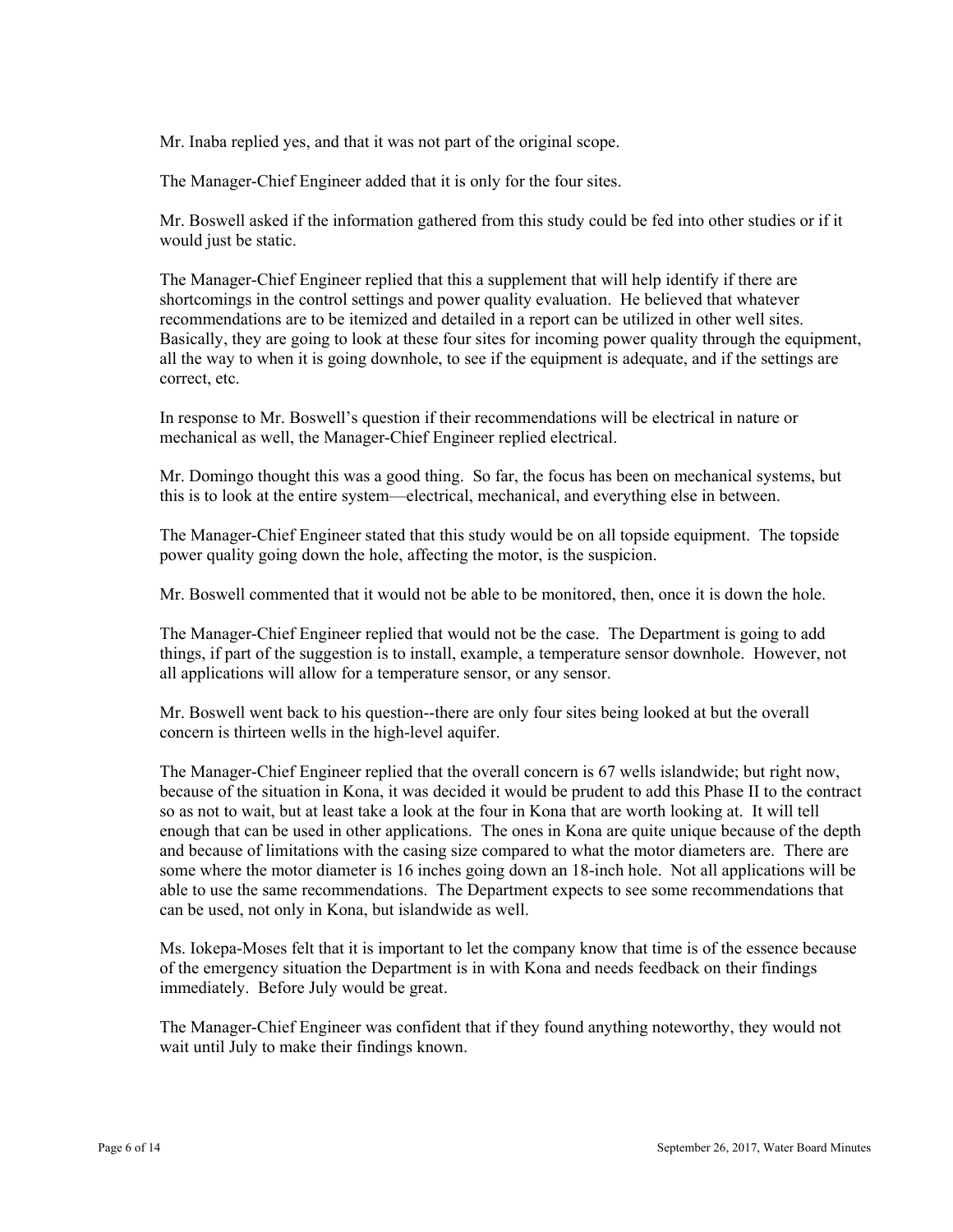Mr. Inaba replied yes, and that it was not part of the original scope.

The Manager-Chief Engineer added that it is only for the four sites.

Mr. Boswell asked if the information gathered from this study could be fed into other studies or if it would just be static.

The Manager-Chief Engineer replied that this a supplement that will help identify if there are shortcomings in the control settings and power quality evaluation. He believed that whatever recommendations are to be itemized and detailed in a report can be utilized in other well sites. Basically, they are going to look at these four sites for incoming power quality through the equipment, all the way to when it is going downhole, to see if the equipment is adequate, and if the settings are correct, etc.

In response to Mr. Boswell's question if their recommendations will be electrical in nature or mechanical as well, the Manager-Chief Engineer replied electrical.

Mr. Domingo thought this was a good thing. So far, the focus has been on mechanical systems, but this is to look at the entire system—electrical, mechanical, and everything else in between.

The Manager-Chief Engineer stated that this study would be on all topside equipment. The topside power quality going down the hole, affecting the motor, is the suspicion.

Mr. Boswell commented that it would not be able to be monitored, then, once it is down the hole.

The Manager-Chief Engineer replied that would not be the case. The Department is going to add things, if part of the suggestion is to install, example, a temperature sensor downhole. However, not all applications will allow for a temperature sensor, or any sensor.

Mr. Boswell went back to his question--there are only four sites being looked at but the overall concern is thirteen wells in the high-level aquifer.

The Manager-Chief Engineer replied that the overall concern is 67 wells islandwide; but right now, because of the situation in Kona, it was decided it would be prudent to add this Phase II to the contract so as not to wait, but at least take a look at the four in Kona that are worth looking at. It will tell enough that can be used in other applications. The ones in Kona are quite unique because of the depth and because of limitations with the casing size compared to what the motor diameters are. There are some where the motor diameter is 16 inches going down an 18-inch hole. Not all applications will be able to use the same recommendations. The Department expects to see some recommendations that can be used, not only in Kona, but islandwide as well.

Ms. Iokepa-Moses felt that it is important to let the company know that time is of the essence because of the emergency situation the Department is in with Kona and needs feedback on their findings immediately. Before July would be great.

The Manager-Chief Engineer was confident that if they found anything noteworthy, they would not wait until July to make their findings known.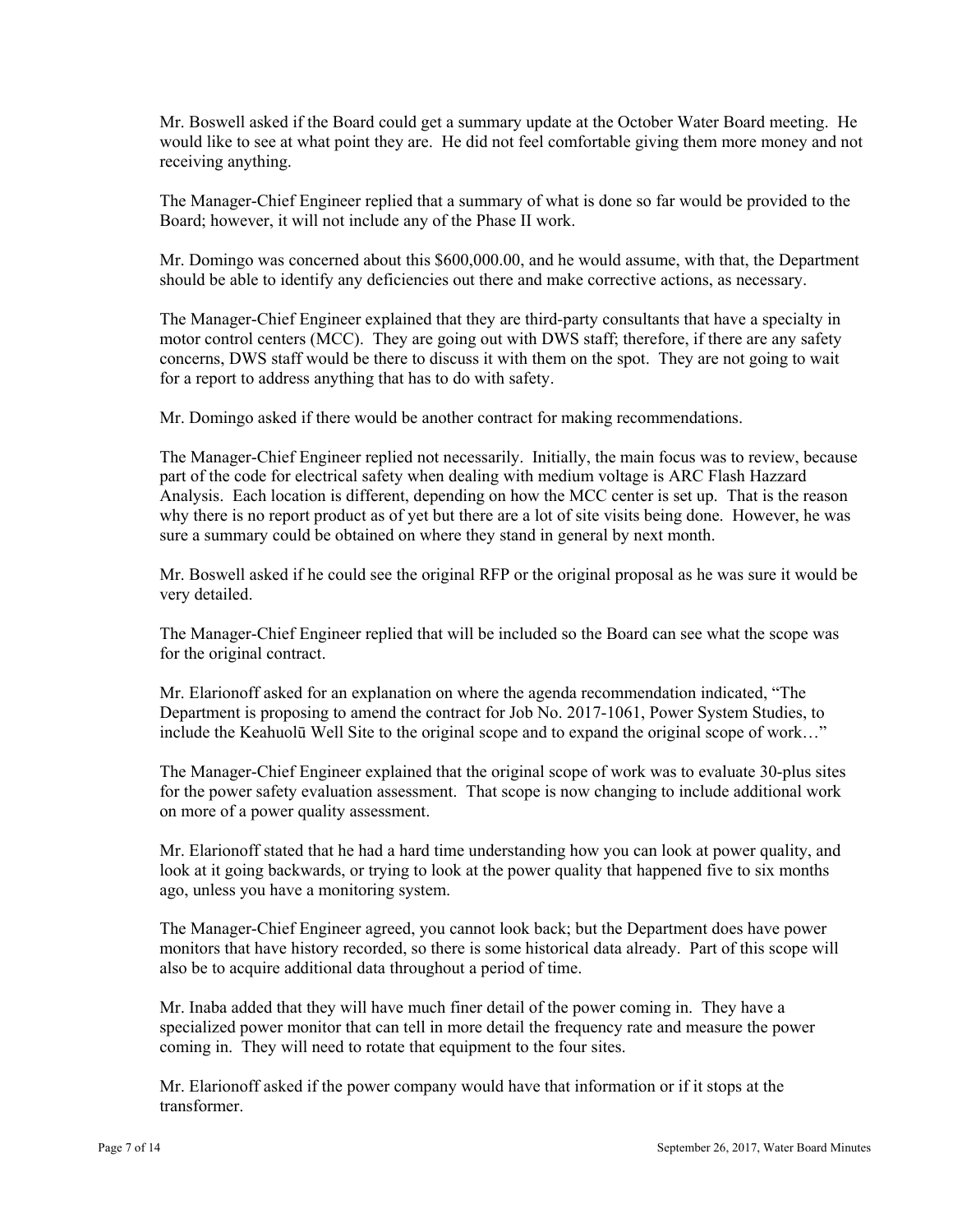Mr. Boswell asked if the Board could get a summary update at the October Water Board meeting. He would like to see at what point they are. He did not feel comfortable giving them more money and not receiving anything.

The Manager-Chief Engineer replied that a summary of what is done so far would be provided to the Board; however, it will not include any of the Phase II work.

Mr. Domingo was concerned about this $600,000.00, and he would assume, with that, the Department should be able to identify any deficiencies out there and make corrective actions, as necessary.

The Manager-Chief Engineer explained that they are third-party consultants that have a specialty in motor control centers (MCC). They are going out with DWS staff; therefore, if there are any safety concerns, DWS staff would be there to discuss it with them on the spot. They are not going to wait for a report to address anything that has to do with safety.

Mr. Domingo asked if there would be another contract for making recommendations.

The Manager-Chief Engineer replied not necessarily. Initially, the main focus was to review, because part of the code for electrical safety when dealing with medium voltage is ARC Flash Hazzard Analysis. Each location is different, depending on how the MCC center is set up. That is the reason why there is no report product as of yet but there are a lot of site visits being done. However, he was sure a summary could be obtained on where they stand in general by next month.

Mr. Boswell asked if he could see the original RFP or the original proposal as he was sure it would be very detailed.

The Manager-Chief Engineer replied that will be included so the Board can see what the scope was for the original contract.

Mr. Elarionoff asked for an explanation on where the agenda recommendation indicated, "The Department is proposing to amend the contract for Job No. 2017-1061, Power System Studies, to include the Keahuolū Well Site to the original scope and to expand the original scope of work…"

The Manager-Chief Engineer explained that the original scope of work was to evaluate 30-plus sites for the power safety evaluation assessment. That scope is now changing to include additional work on more of a power quality assessment.

Mr. Elarionoff stated that he had a hard time understanding how you can look at power quality, and look at it going backwards, or trying to look at the power quality that happened five to six months ago, unless you have a monitoring system.

The Manager-Chief Engineer agreed, you cannot look back; but the Department does have power monitors that have history recorded, so there is some historical data already. Part of this scope will also be to acquire additional data throughout a period of time.

Mr. Inaba added that they will have much finer detail of the power coming in. They have a specialized power monitor that can tell in more detail the frequency rate and measure the power coming in. They will need to rotate that equipment to the four sites.

Mr. Elarionoff asked if the power company would have that information or if it stops at the transformer.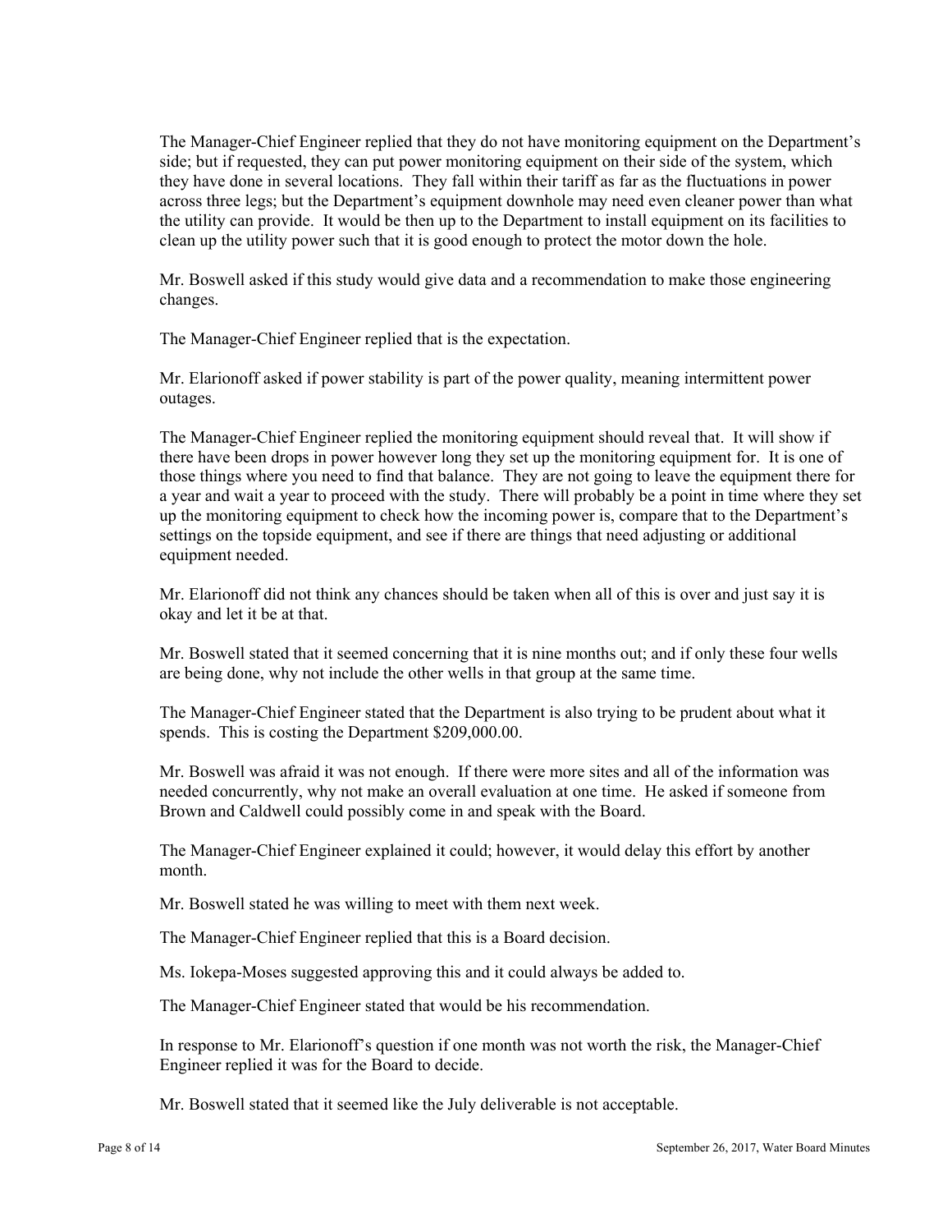The Manager-Chief Engineer replied that they do not have monitoring equipment on the Department's side; but if requested, they can put power monitoring equipment on their side of the system, which they have done in several locations. They fall within their tariff as far as the fluctuations in power across three legs; but the Department's equipment downhole may need even cleaner power than what the utility can provide. It would be then up to the Department to install equipment on its facilities to clean up the utility power such that it is good enough to protect the motor down the hole.

Mr. Boswell asked if this study would give data and a recommendation to make those engineering changes.

The Manager-Chief Engineer replied that is the expectation.

Mr. Elarionoff asked if power stability is part of the power quality, meaning intermittent power outages.

The Manager-Chief Engineer replied the monitoring equipment should reveal that. It will show if there have been drops in power however long they set up the monitoring equipment for. It is one of those things where you need to find that balance. They are not going to leave the equipment there for a year and wait a year to proceed with the study. There will probably be a point in time where they set up the monitoring equipment to check how the incoming power is, compare that to the Department's settings on the topside equipment, and see if there are things that need adjusting or additional equipment needed.

Mr. Elarionoff did not think any chances should be taken when all of this is over and just say it is okay and let it be at that.

Mr. Boswell stated that it seemed concerning that it is nine months out; and if only these four wells are being done, why not include the other wells in that group at the same time.

The Manager-Chief Engineer stated that the Department is also trying to be prudent about what it spends. This is costing the Department $209,000.00.

Mr. Boswell was afraid it was not enough. If there were more sites and all of the information was needed concurrently, why not make an overall evaluation at one time. He asked if someone from Brown and Caldwell could possibly come in and speak with the Board.

The Manager-Chief Engineer explained it could; however, it would delay this effort by another month.

Mr. Boswell stated he was willing to meet with them next week.

The Manager-Chief Engineer replied that this is a Board decision.

Ms. Iokepa-Moses suggested approving this and it could always be added to.

The Manager-Chief Engineer stated that would be his recommendation.

In response to Mr. Elarionoff's question if one month was not worth the risk, the Manager-Chief Engineer replied it was for the Board to decide.

Mr. Boswell stated that it seemed like the July deliverable is not acceptable.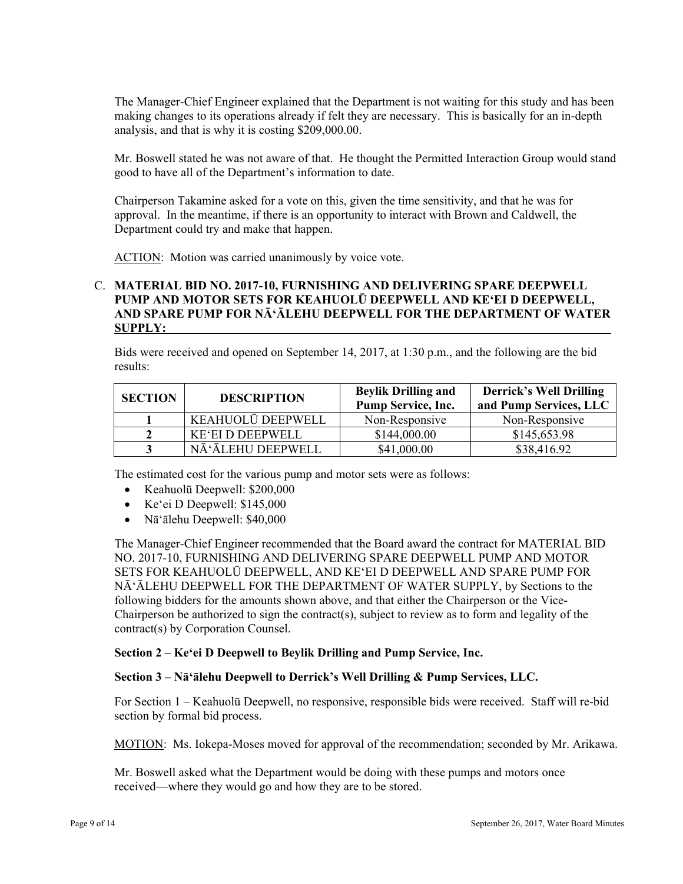The Manager-Chief Engineer explained that the Department is not waiting for this study and has been making changes to its operations already if felt they are necessary. This is basically for an in-depth analysis, and that is why it is costing $209,000.00.

Mr. Boswell stated he was not aware of that. He thought the Permitted Interaction Group would stand good to have all of the Department's information to date.

Chairperson Takamine asked for a vote on this, given the time sensitivity, and that he was for approval. In the meantime, if there is an opportunity to interact with Brown and Caldwell, the Department could try and make that happen.

ACTION: Motion was carried unanimously by voice vote.

C. **MATERIAL BID NO. 2017-10, FURNISHING AND DELIVERING SPARE DEEPWELL PUMP AND MOTOR SETS FOR KEAHUOLŪ DEEPWELL AND KEʻEI D DEEPWELL, AND SPARE PUMP FOR NĀʻĀLEHU DEEPWELL FOR THE DEPARTMENT OF WATER SUPPLY:**

Bids were received and opened on September 14, 2017, at 1:30 p.m., and the following are the bid results:

| SECTION | DESCRIPTION | Beylik Drilling and Pump Service, Inc. | Derrick's Well Drilling and Pump Services, LLC |
|---|---|---|---|
| 1 | KEAHUOLŪ DEEPWELL | Non-Responsive | Non-Responsive |
| 2 | KEʻEI D DEEPWELL | $144,000.00 | $145,653.98 |
| 3 | NĀʻĀLEHU DEEPWELL | $41,000.00 | $38,416.92 |

The estimated cost for the various pump and motor sets were as follows:

- Keahuolū Deepwell: $200,000
- Keʻei D Deepwell: $145,000
- Nāʻālehu Deepwell: $40,000

The Manager-Chief Engineer recommended that the Board award the contract for MATERIAL BID NO. 2017-10, FURNISHING AND DELIVERING SPARE DEEPWELL PUMP AND MOTOR SETS FOR KEAHUOLŪ DEEPWELL, AND KEʻEI D DEEPWELL AND SPARE PUMP FOR NĀʻĀLEHU DEEPWELL FOR THE DEPARTMENT OF WATER SUPPLY, by Sections to the following bidders for the amounts shown above, and that either the Chairperson or the Vice-Chairperson be authorized to sign the contract(s), subject to review as to form and legality of the contract(s) by Corporation Counsel.

**Section 2 – Keʻei D Deepwell to Beylik Drilling and Pump Service, Inc.**

**Section 3 – Nāʻālehu Deepwell to Derrick's Well Drilling & Pump Services, LLC.**

For Section 1 – Keahuolū Deepwell, no responsive, responsible bids were received. Staff will re-bid section by formal bid process.

MOTION: Ms. Iokepa-Moses moved for approval of the recommendation; seconded by Mr. Arikawa.

Mr. Boswell asked what the Department would be doing with these pumps and motors once received—where they would go and how they are to be stored.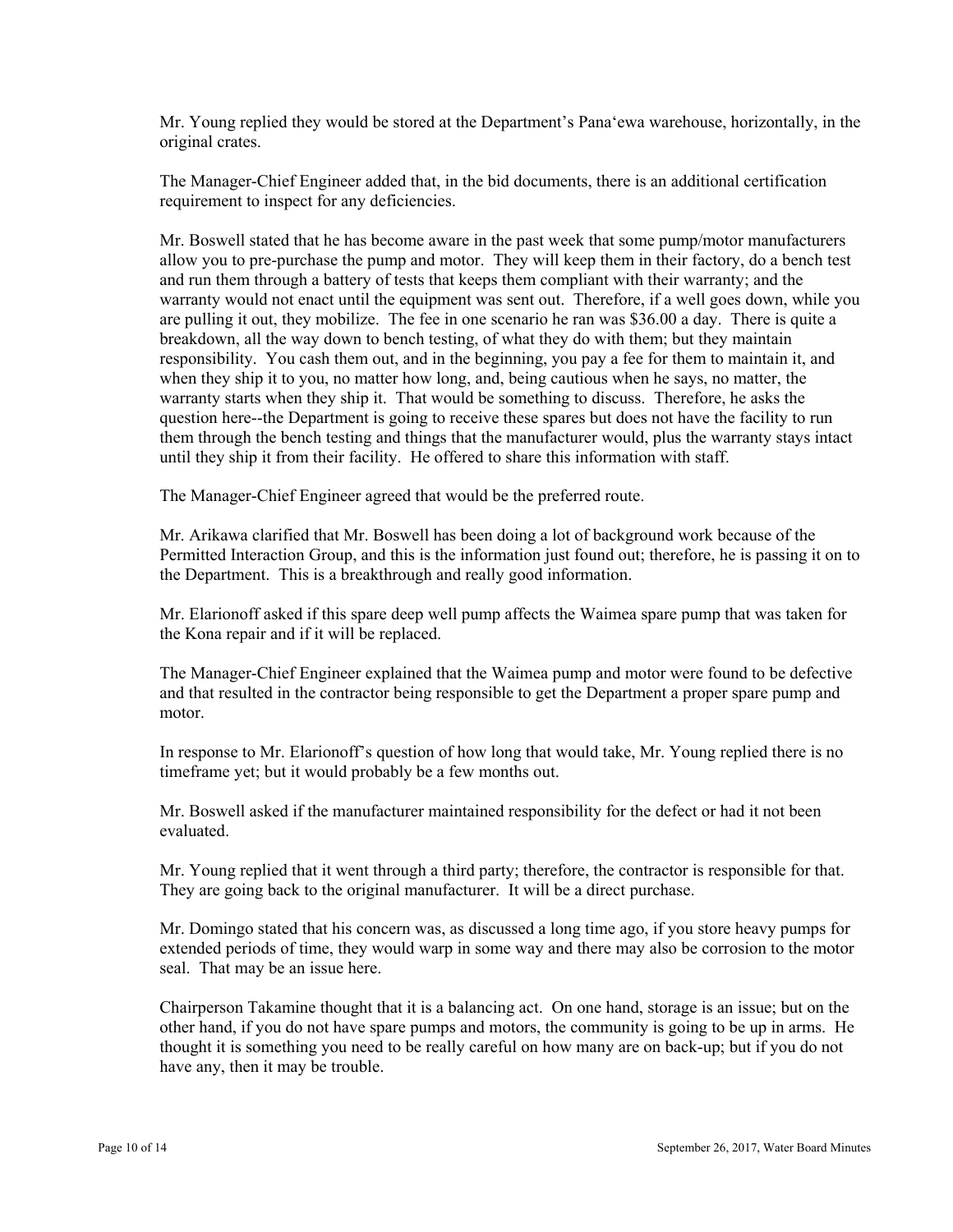Mr. Young replied they would be stored at the Department's Pana'ewa warehouse, horizontally, in the original crates.

The Manager-Chief Engineer added that, in the bid documents, there is an additional certification requirement to inspect for any deficiencies.

Mr. Boswell stated that he has become aware in the past week that some pump/motor manufacturers allow you to pre-purchase the pump and motor. They will keep them in their factory, do a bench test and run them through a battery of tests that keeps them compliant with their warranty; and the warranty would not enact until the equipment was sent out. Therefore, if a well goes down, while you are pulling it out, they mobilize. The fee in one scenario he ran was $36.00 a day. There is quite a breakdown, all the way down to bench testing, of what they do with them; but they maintain responsibility. You cash them out, and in the beginning, you pay a fee for them to maintain it, and when they ship it to you, no matter how long, and, being cautious when he says, no matter, the warranty starts when they ship it. That would be something to discuss. Therefore, he asks the question here--the Department is going to receive these spares but does not have the facility to run them through the bench testing and things that the manufacturer would, plus the warranty stays intact until they ship it from their facility. He offered to share this information with staff.

The Manager-Chief Engineer agreed that would be the preferred route.

Mr. Arikawa clarified that Mr. Boswell has been doing a lot of background work because of the Permitted Interaction Group, and this is the information just found out; therefore, he is passing it on to the Department. This is a breakthrough and really good information.

Mr. Elarionoff asked if this spare deep well pump affects the Waimea spare pump that was taken for the Kona repair and if it will be replaced.

The Manager-Chief Engineer explained that the Waimea pump and motor were found to be defective and that resulted in the contractor being responsible to get the Department a proper spare pump and motor.

In response to Mr. Elarionoff's question of how long that would take, Mr. Young replied there is no timeframe yet; but it would probably be a few months out.

Mr. Boswell asked if the manufacturer maintained responsibility for the defect or had it not been evaluated.

Mr. Young replied that it went through a third party; therefore, the contractor is responsible for that. They are going back to the original manufacturer. It will be a direct purchase.

Mr. Domingo stated that his concern was, as discussed a long time ago, if you store heavy pumps for extended periods of time, they would warp in some way and there may also be corrosion to the motor seal. That may be an issue here.

Chairperson Takamine thought that it is a balancing act. On one hand, storage is an issue; but on the other hand, if you do not have spare pumps and motors, the community is going to be up in arms. He thought it is something you need to be really careful on how many are on back-up; but if you do not have any, then it may be trouble.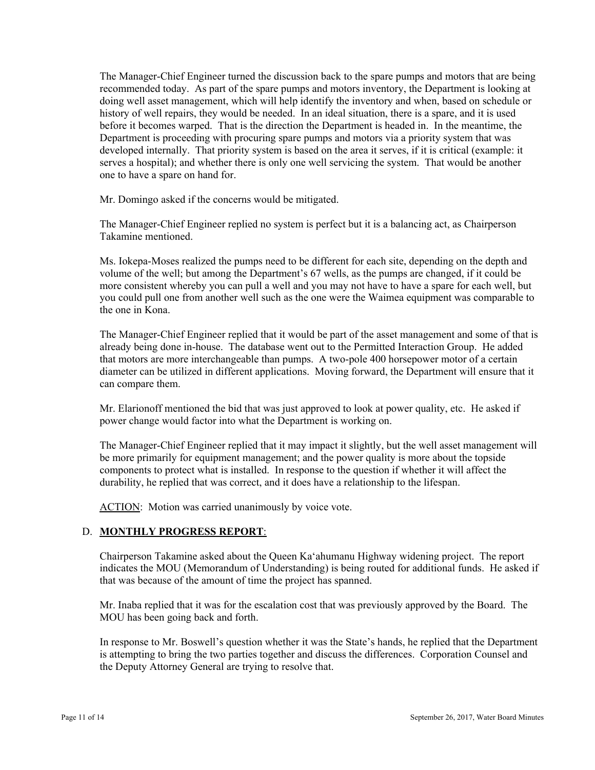The Manager-Chief Engineer turned the discussion back to the spare pumps and motors that are being recommended today. As part of the spare pumps and motors inventory, the Department is looking at doing well asset management, which will help identify the inventory and when, based on schedule or history of well repairs, they would be needed. In an ideal situation, there is a spare, and it is used before it becomes warped. That is the direction the Department is headed in. In the meantime, the Department is proceeding with procuring spare pumps and motors via a priority system that was developed internally. That priority system is based on the area it serves, if it is critical (example: it serves a hospital); and whether there is only one well servicing the system. That would be another one to have a spare on hand for.

Mr. Domingo asked if the concerns would be mitigated.

The Manager-Chief Engineer replied no system is perfect but it is a balancing act, as Chairperson Takamine mentioned.

Ms. Iokepa-Moses realized the pumps need to be different for each site, depending on the depth and volume of the well; but among the Department's 67 wells, as the pumps are changed, if it could be more consistent whereby you can pull a well and you may not have to have a spare for each well, but you could pull one from another well such as the one were the Waimea equipment was comparable to the one in Kona.

The Manager-Chief Engineer replied that it would be part of the asset management and some of that is already being done in-house. The database went out to the Permitted Interaction Group. He added that motors are more interchangeable than pumps. A two-pole 400 horsepower motor of a certain diameter can be utilized in different applications. Moving forward, the Department will ensure that it can compare them.

Mr. Elarionoff mentioned the bid that was just approved to look at power quality, etc. He asked if power change would factor into what the Department is working on.

The Manager-Chief Engineer replied that it may impact it slightly, but the well asset management will be more primarily for equipment management; and the power quality is more about the topside components to protect what is installed. In response to the question if whether it will affect the durability, he replied that was correct, and it does have a relationship to the lifespan.

ACTION: Motion was carried unanimously by voice vote.

## D. **MONTHLY PROGRESS REPORT**:

Chairperson Takamine asked about the Queen Ka'ahumanu Highway widening project. The report indicates the MOU (Memorandum of Understanding) is being routed for additional funds. He asked if that was because of the amount of time the project has spanned.

Mr. Inaba replied that it was for the escalation cost that was previously approved by the Board. The MOU has been going back and forth.

In response to Mr. Boswell's question whether it was the State's hands, he replied that the Department is attempting to bring the two parties together and discuss the differences. Corporation Counsel and the Deputy Attorney General are trying to resolve that.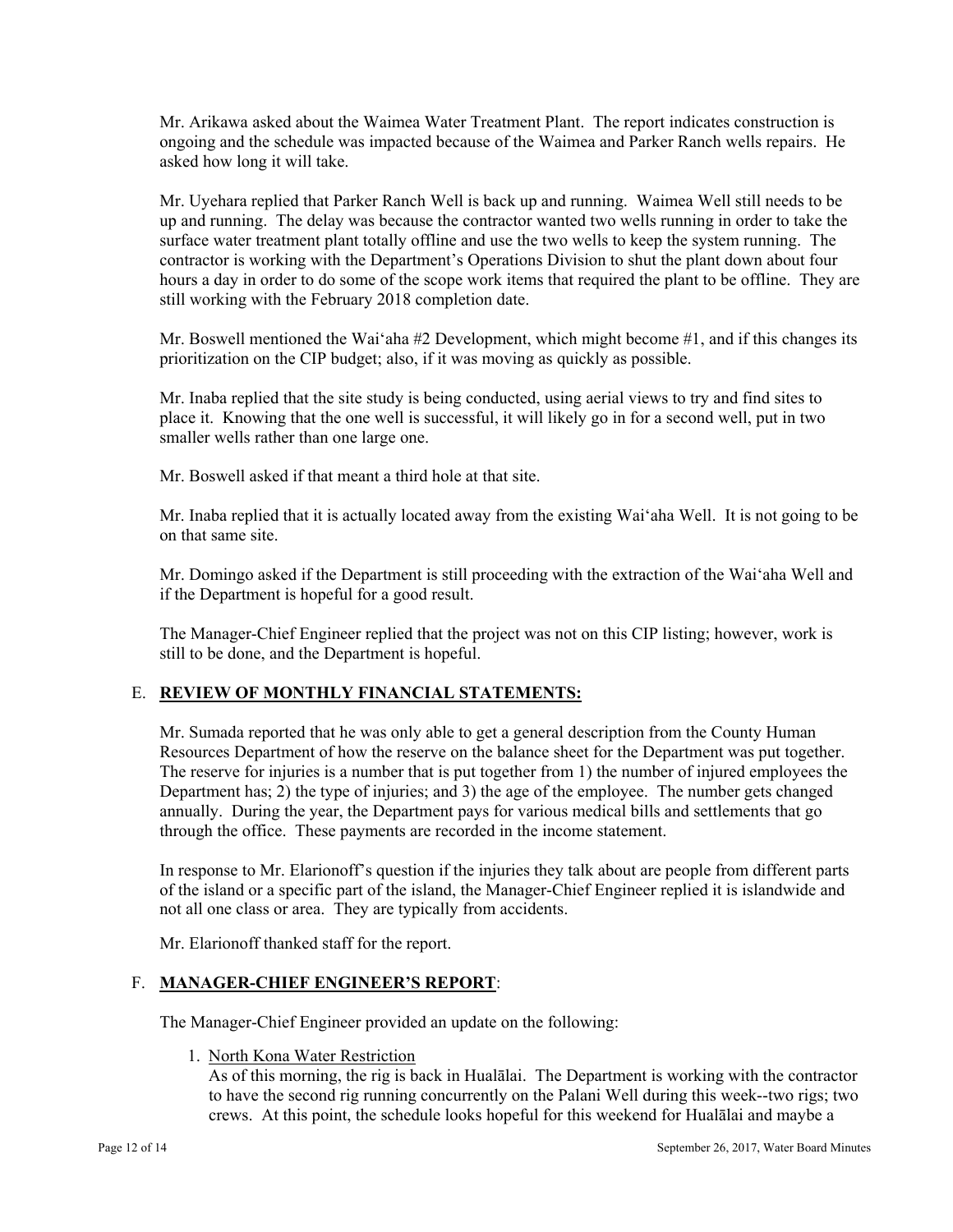Mr. Arikawa asked about the Waimea Water Treatment Plant. The report indicates construction is ongoing and the schedule was impacted because of the Waimea and Parker Ranch wells repairs. He asked how long it will take.

Mr. Uyehara replied that Parker Ranch Well is back up and running. Waimea Well still needs to be up and running. The delay was because the contractor wanted two wells running in order to take the surface water treatment plant totally offline and use the two wells to keep the system running. The contractor is working with the Department's Operations Division to shut the plant down about four hours a day in order to do some of the scope work items that required the plant to be offline. They are still working with the February 2018 completion date.

Mr. Boswell mentioned the Waiʻaha #2 Development, which might become #1, and if this changes its prioritization on the CIP budget; also, if it was moving as quickly as possible.

Mr. Inaba replied that the site study is being conducted, using aerial views to try and find sites to place it. Knowing that the one well is successful, it will likely go in for a second well, put in two smaller wells rather than one large one.

Mr. Boswell asked if that meant a third hole at that site.

Mr. Inaba replied that it is actually located away from the existing Waiʻaha Well. It is not going to be on that same site.

Mr. Domingo asked if the Department is still proceeding with the extraction of the Waiʻaha Well and if the Department is hopeful for a good result.

The Manager-Chief Engineer replied that the project was not on this CIP listing; however, work is still to be done, and the Department is hopeful.

## E. **REVIEW OF MONTHLY FINANCIAL STATEMENTS:**

Mr. Sumada reported that he was only able to get a general description from the County Human Resources Department of how the reserve on the balance sheet for the Department was put together. The reserve for injuries is a number that is put together from 1) the number of injured employees the Department has; 2) the type of injuries; and 3) the age of the employee. The number gets changed annually. During the year, the Department pays for various medical bills and settlements that go through the office. These payments are recorded in the income statement.

In response to Mr. Elarionoff's question if the injuries they talk about are people from different parts of the island or a specific part of the island, the Manager-Chief Engineer replied it is islandwide and not all one class or area. They are typically from accidents.

Mr. Elarionoff thanked staff for the report.

## F. **MANAGER-CHIEF ENGINEER'S REPORT**:

The Manager-Chief Engineer provided an update on the following:

1. North Kona Water Restriction
   As of this morning, the rig is back in Hualālai. The Department is working with the contractor to have the second rig running concurrently on the Palani Well during this week--two rigs; two crews. At this point, the schedule looks hopeful for this weekend for Hualālai and maybe a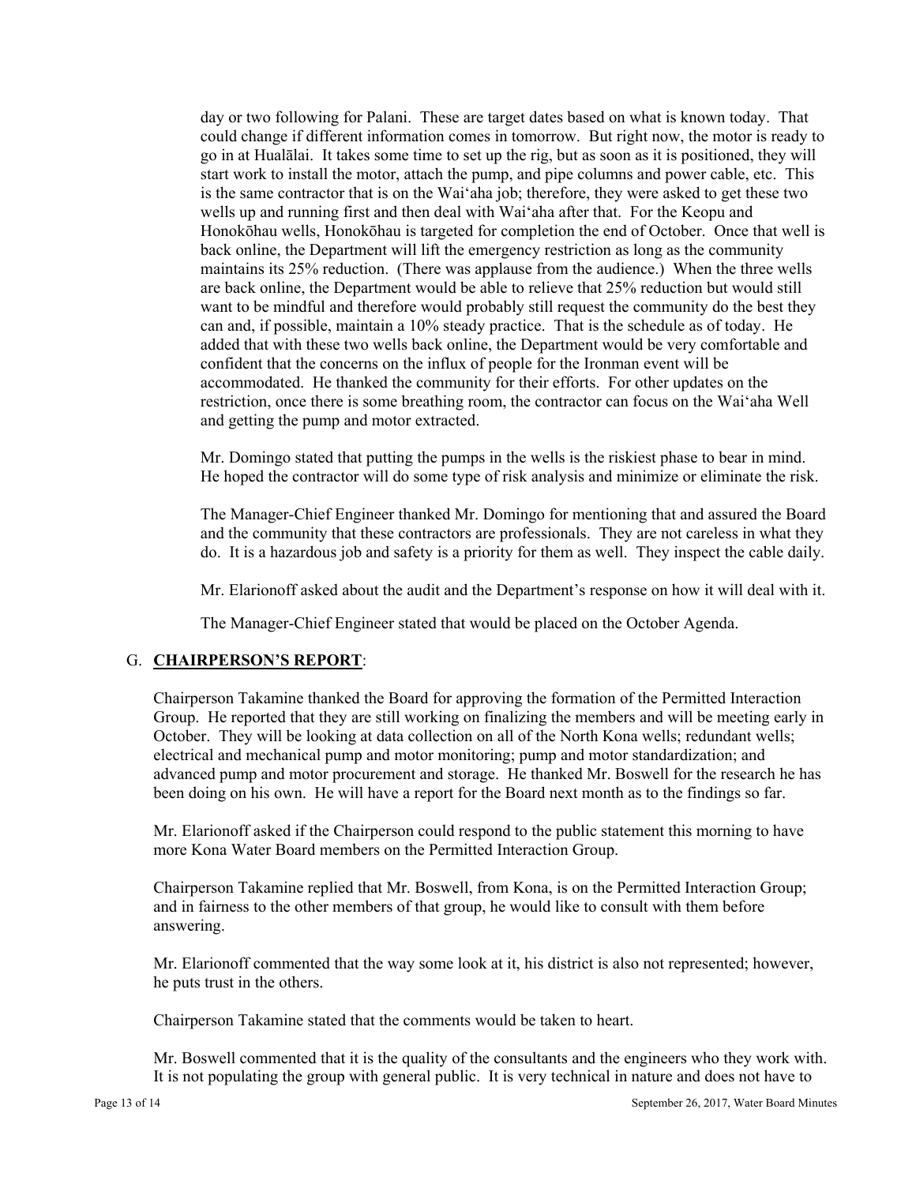day or two following for Palani. These are target dates based on what is known today. That could change if different information comes in tomorrow. But right now, the motor is ready to go in at Hualālai. It takes some time to set up the rig, but as soon as it is positioned, they will start work to install the motor, attach the pump, and pipe columns and power cable, etc. This is the same contractor that is on the Waiʻaha job; therefore, they were asked to get these two wells up and running first and then deal with Waiʻaha after that. For the Keopu and Honokōhau wells, Honokōhau is targeted for completion the end of October. Once that well is back online, the Department will lift the emergency restriction as long as the community maintains its 25% reduction. (There was applause from the audience.) When the three wells are back online, the Department would be able to relieve that 25% reduction but would still want to be mindful and therefore would probably still request the community do the best they can and, if possible, maintain a 10% steady practice. That is the schedule as of today. He added that with these two wells back online, the Department would be very comfortable and confident that the concerns on the influx of people for the Ironman event will be accommodated. He thanked the community for their efforts. For other updates on the restriction, once there is some breathing room, the contractor can focus on the Waiʻaha Well and getting the pump and motor extracted.

Mr. Domingo stated that putting the pumps in the wells is the riskiest phase to bear in mind. He hoped the contractor will do some type of risk analysis and minimize or eliminate the risk.

The Manager-Chief Engineer thanked Mr. Domingo for mentioning that and assured the Board and the community that these contractors are professionals. They are not careless in what they do. It is a hazardous job and safety is a priority for them as well. They inspect the cable daily.

Mr. Elarionoff asked about the audit and the Department's response on how it will deal with it.

The Manager-Chief Engineer stated that would be placed on the October Agenda.

## G. **CHAIRPERSON'S REPORT**:

Chairperson Takamine thanked the Board for approving the formation of the Permitted Interaction Group. He reported that they are still working on finalizing the members and will be meeting early in October. They will be looking at data collection on all of the North Kona wells; redundant wells; electrical and mechanical pump and motor monitoring; pump and motor standardization; and advanced pump and motor procurement and storage. He thanked Mr. Boswell for the research he has been doing on his own. He will have a report for the Board next month as to the findings so far.

Mr. Elarionoff asked if the Chairperson could respond to the public statement this morning to have more Kona Water Board members on the Permitted Interaction Group.

Chairperson Takamine replied that Mr. Boswell, from Kona, is on the Permitted Interaction Group; and in fairness to the other members of that group, he would like to consult with them before answering.

Mr. Elarionoff commented that the way some look at it, his district is also not represented; however, he puts trust in the others.

Chairperson Takamine stated that the comments would be taken to heart.

Mr. Boswell commented that it is the quality of the consultants and the engineers who they work with. It is not populating the group with general public. It is very technical in nature and does not have to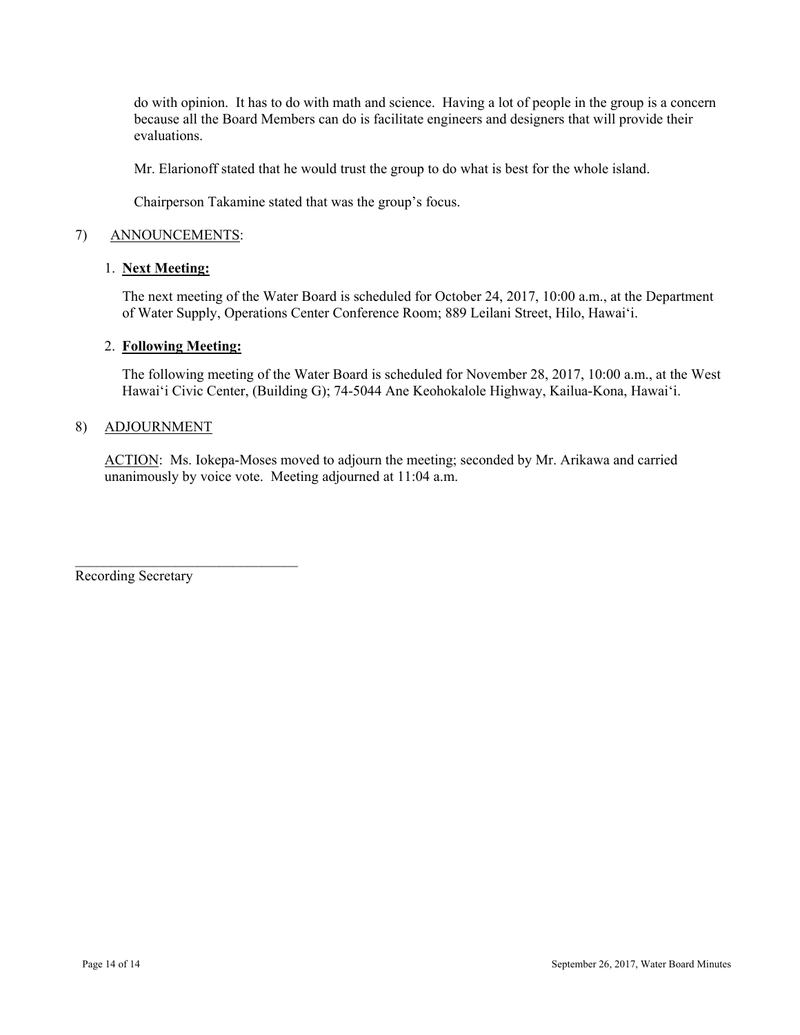do with opinion. It has to do with math and science. Having a lot of people in the group is a concern because all the Board Members can do is facilitate engineers and designers that will provide their evaluations.

Mr. Elarionoff stated that he would trust the group to do what is best for the whole island.

Chairperson Takamine stated that was the group's focus.

7) ANNOUNCEMENTS:

1. **Next Meeting:**

The next meeting of the Water Board is scheduled for October 24, 2017, 10:00 a.m., at the Department of Water Supply, Operations Center Conference Room; 889 Leilani Street, Hilo, Hawai'i.

2. **Following Meeting:**

The following meeting of the Water Board is scheduled for November 28, 2017, 10:00 a.m., at the West Hawai'i Civic Center, (Building G); 74-5044 Ane Keohokalole Highway, Kailua-Kona, Hawai'i.

8) ADJOURNMENT

ACTION: Ms. Iokepa-Moses moved to adjourn the meeting; seconded by Mr. Arikawa and carried unanimously by voice vote. Meeting adjourned at 11:04 a.m.

\_\_\_\_\_\_\_\_\_\_\_\_\_\_\_\_\_\_\_\_\_\_\_\_\_\_\_\_\_\_\_\_

Recording Secretary